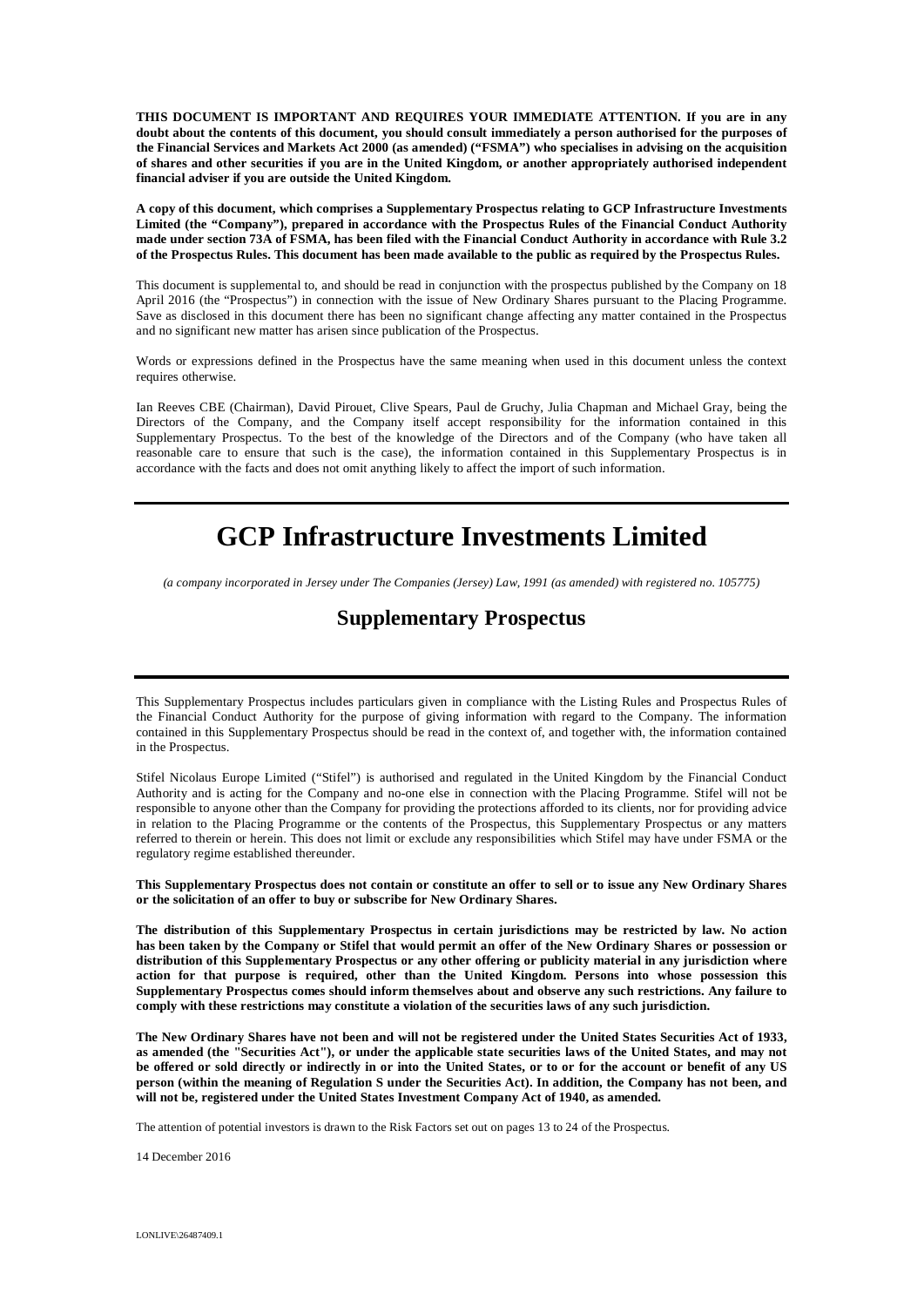**THIS DOCUMENT IS IMPORTANT AND REQUIRES YOUR IMMEDIATE ATTENTION. If you are in any doubt about the contents of this document, you should consult immediately a person authorised for the purposes of the Financial Services and Markets Act 2000 (as amended) ("FSMA") who specialises in advising on the acquisition of shares and other securities if you are in the United Kingdom, or another appropriately authorised independent financial adviser if you are outside the United Kingdom.**

**A copy of this document, which comprises a Supplementary Prospectus relating to GCP Infrastructure Investments Limited (the "Company"), prepared in accordance with the Prospectus Rules of the Financial Conduct Authority made under section 73A of FSMA, has been filed with the Financial Conduct Authority in accordance with Rule 3.2 of the Prospectus Rules. This document has been made available to the public as required by the Prospectus Rules.**

This document is supplemental to, and should be read in conjunction with the prospectus published by the Company on 18 April 2016 (the "Prospectus") in connection with the issue of New Ordinary Shares pursuant to the Placing Programme. Save as disclosed in this document there has been no significant change affecting any matter contained in the Prospectus and no significant new matter has arisen since publication of the Prospectus.

Words or expressions defined in the Prospectus have the same meaning when used in this document unless the context requires otherwise.

Ian Reeves CBE (Chairman), David Pirouet, Clive Spears, Paul de Gruchy, Julia Chapman and Michael Gray, being the Directors of the Company, and the Company itself accept responsibility for the information contained in this Supplementary Prospectus. To the best of the knowledge of the Directors and of the Company (who have taken all reasonable care to ensure that such is the case), the information contained in this Supplementary Prospectus is in accordance with the facts and does not omit anything likely to affect the import of such information.

---

# GCP Infrastructure Investments Limited

*(a company incorporated in Jersey under The Companies (Jersey) Law, 1991 (as amended) with registered no. 105775)*

## Supplementary Prospectus

---

This Supplementary Prospectus includes particulars given in compliance with the Listing Rules and Prospectus Rules of the Financial Conduct Authority for the purpose of giving information with regard to the Company. The information contained in this Supplementary Prospectus should be read in the context of, and together with, the information contained in the Prospectus.

Stifel Nicolaus Europe Limited ("Stifel") is authorised and regulated in the United Kingdom by the Financial Conduct Authority and is acting for the Company and no-one else in connection with the Placing Programme. Stifel will not be responsible to anyone other than the Company for providing the protections afforded to its clients, nor for providing advice in relation to the Placing Programme or the contents of the Prospectus, this Supplementary Prospectus or any matters referred to therein or herein. This does not limit or exclude any responsibilities which Stifel may have under FSMA or the regulatory regime established thereunder.

**This Supplementary Prospectus does not contain or constitute an offer to sell or to issue any New Ordinary Shares or the solicitation of an offer to buy or subscribe for New Ordinary Shares.**

**The distribution of this Supplementary Prospectus in certain jurisdictions may be restricted by law. No action has been taken by the Company or Stifel that would permit an offer of the New Ordinary Shares or possession or distribution of this Supplementary Prospectus or any other offering or publicity material in any jurisdiction where action for that purpose is required, other than the United Kingdom. Persons into whose possession this Supplementary Prospectus comes should inform themselves about and observe any such restrictions. Any failure to comply with these restrictions may constitute a violation of the securities laws of any such jurisdiction.**

**The New Ordinary Shares have not been and will not be registered under the United States Securities Act of 1933, as amended (the "Securities Act"), or under the applicable state securities laws of the United States, and may not be offered or sold directly or indirectly in or into the United States, or to or for the account or benefit of any US person (within the meaning of Regulation S under the Securities Act). In addition, the Company has not been, and will not be, registered under the United States Investment Company Act of 1940, as amended.**

The attention of potential investors is drawn to the Risk Factors set out on pages 13 to 24 of the Prospectus.

14 December 2016

LONLIVE\26487409.1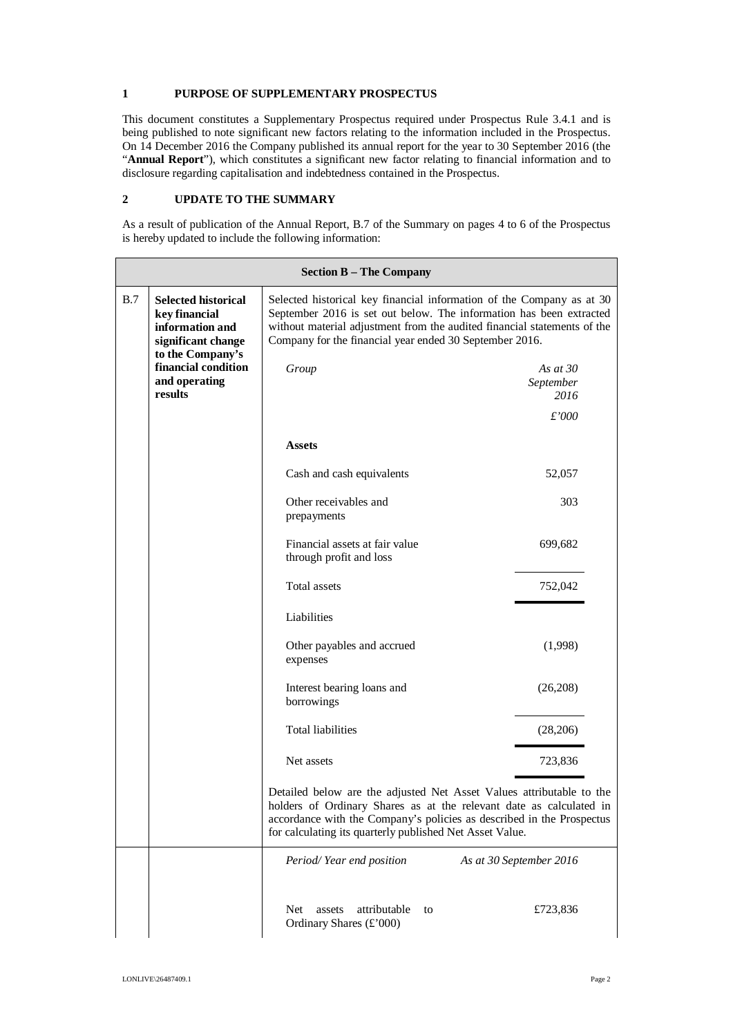## 1 PURPOSE OF SUPPLEMENTARY PROSPECTUS

This document constitutes a Supplementary Prospectus required under Prospectus Rule 3.4.1 and is being published to note significant new factors relating to the information included in the Prospectus. On 14 December 2016 the Company published its annual report for the year to 30 September 2016 (the "**Annual Report**"), which constitutes a significant new factor relating to financial information and to disclosure regarding capitalisation and indebtedness contained in the Prospectus.

## 2 UPDATE TO THE SUMMARY

As a result of publication of the Annual Report, B.7 of the Summary on pages 4 to 6 of the Prospectus is hereby updated to include the following information:

| **Section B – The Company** | | | |
|---|---|---|---|
| B.7 | **Selected historical key financial information and significant change to the Company's financial condition and operating results** | Selected historical key financial information of the Company as at 30 September 2016 is set out below. The information has been extracted without material adjustment from the audited financial statements of the Company for the financial year ended 30 September 2016. | |
| | | *Group* | *As at 30 September 2016* *£'000* |
| | | **Assets** | |
| | | Cash and cash equivalents | 52,057 |
| | | Other receivables and prepayments | 303 |
| | | Financial assets at fair value through profit and loss | 699,682 |
| | | Total assets | 752,042 |
| | | Liabilities | |
| | | Other payables and accrued expenses | (1,998) |
| | | Interest bearing loans and borrowings | (26,208) |
| | | Total liabilities | (28,206) |
| | | Net assets | 723,836 |
| | | Detailed below are the adjusted Net Asset Values attributable to the holders of Ordinary Shares as at the relevant date as calculated in accordance with the Company's policies as described in the Prospectus for calculating its quarterly published Net Asset Value. | |
| | | *Period/ Year end position* | *As at 30 September 2016* |
| | | Net assets attributable to Ordinary Shares (£'000) | £723,836 |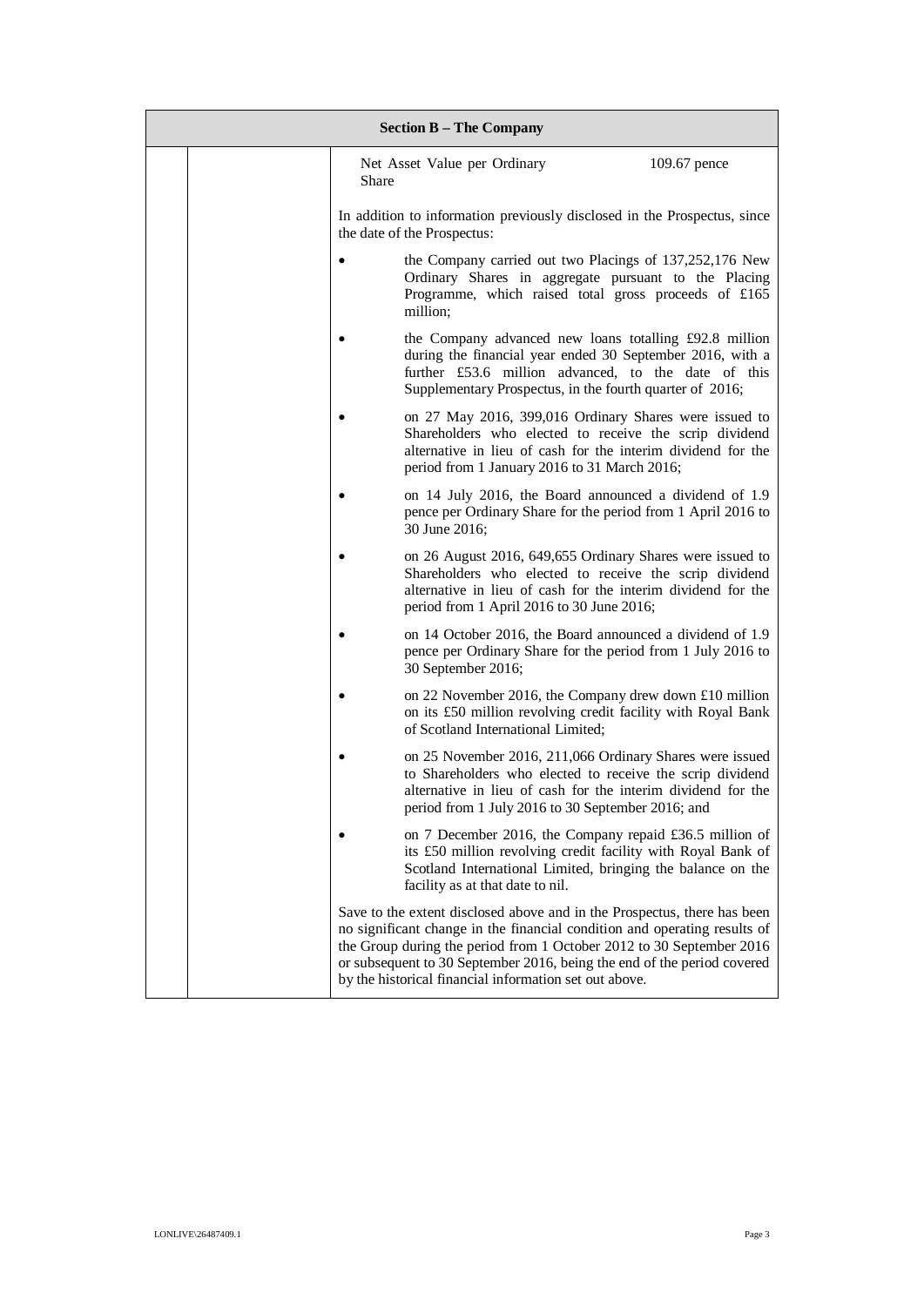| Section B – The Company | | |
|---|---|---|
| | | Net Asset Value per Ordinary Share 109.67 pence<br><br>In addition to information previously disclosed in the Prospectus, since the date of the Prospectus:<br><br>• the Company carried out two Placings of 137,252,176 New Ordinary Shares in aggregate pursuant to the Placing Programme, which raised total gross proceeds of £165 million;<br><br>• the Company advanced new loans totalling £92.8 million during the financial year ended 30 September 2016, with a further £53.6 million advanced, to the date of this Supplementary Prospectus, in the fourth quarter of 2016;<br><br>• on 27 May 2016, 399,016 Ordinary Shares were issued to Shareholders who elected to receive the scrip dividend alternative in lieu of cash for the interim dividend for the period from 1 January 2016 to 31 March 2016;<br><br>• on 14 July 2016, the Board announced a dividend of 1.9 pence per Ordinary Share for the period from 1 April 2016 to 30 June 2016;<br><br>• on 26 August 2016, 649,655 Ordinary Shares were issued to Shareholders who elected to receive the scrip dividend alternative in lieu of cash for the interim dividend for the period from 1 April 2016 to 30 June 2016;<br><br>• on 14 October 2016, the Board announced a dividend of 1.9 pence per Ordinary Share for the period from 1 July 2016 to 30 September 2016;<br><br>• on 22 November 2016, the Company drew down £10 million on its £50 million revolving credit facility with Royal Bank of Scotland International Limited;<br><br>• on 25 November 2016, 211,066 Ordinary Shares were issued to Shareholders who elected to receive the scrip dividend alternative in lieu of cash for the interim dividend for the period from 1 July 2016 to 30 September 2016; and<br><br>• on 7 December 2016, the Company repaid £36.5 million of its £50 million revolving credit facility with Royal Bank of Scotland International Limited, bringing the balance on the facility as at that date to nil.<br><br>Save to the extent disclosed above and in the Prospectus, there has been no significant change in the financial condition and operating results of the Group during the period from 1 October 2012 to 30 September 2016 or subsequent to 30 September 2016, being the end of the period covered by the historical financial information set out above. |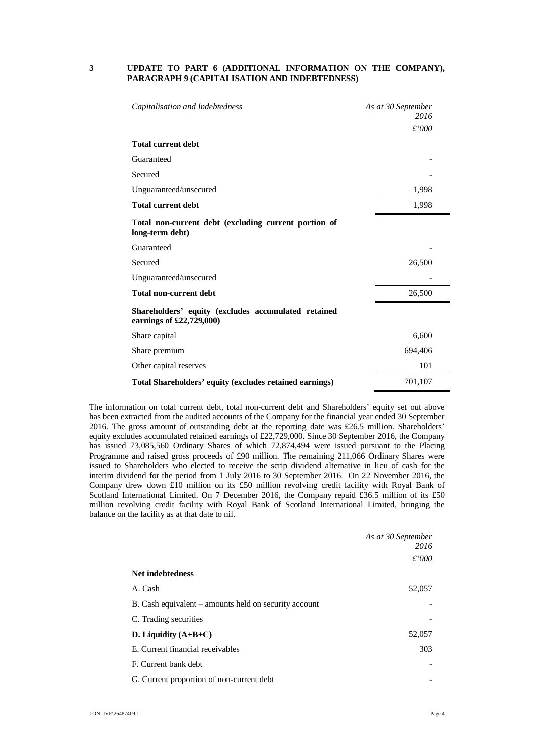## 3 UPDATE TO PART 6 (ADDITIONAL INFORMATION ON THE COMPANY), PARAGRAPH 9 (CAPITALISATION AND INDEBTEDNESS)

| *Capitalisation and Indebtedness* | *As at 30 September 2016* |
|---|---|
| | *£'000* |
| **Total current debt** | |
| Guaranteed | - |
| Secured | - |
| Unguaranteed/unsecured | 1,998 |
| **Total current debt** | 1,998 |
| **Total non-current debt (excluding current portion of long-term debt)** | |
| Guaranteed | - |
| Secured | 26,500 |
| Unguaranteed/unsecured | - |
| **Total non-current debt** | 26,500 |
| **Shareholders' equity (excludes accumulated retained earnings of £22,729,000)** | |
| Share capital | 6,600 |
| Share premium | 694,406 |
| Other capital reserves | 101 |
| **Total Shareholders' equity (excludes retained earnings)** | 701,107 |

The information on total current debt, total non-current debt and Shareholders' equity set out above has been extracted from the audited accounts of the Company for the financial year ended 30 September 2016. The gross amount of outstanding debt at the reporting date was £26.5 million. Shareholders' equity excludes accumulated retained earnings of £22,729,000. Since 30 September 2016, the Company has issued 73,085,560 Ordinary Shares of which 72,874,494 were issued pursuant to the Placing Programme and raised gross proceeds of £90 million. The remaining 211,066 Ordinary Shares were issued to Shareholders who elected to receive the scrip dividend alternative in lieu of cash for the interim dividend for the period from 1 July 2016 to 30 September 2016. On 22 November 2016, the Company drew down £10 million on its £50 million revolving credit facility with Royal Bank of Scotland International Limited. On 7 December 2016, the Company repaid £36.5 million of its £50 million revolving credit facility with Royal Bank of Scotland International Limited, bringing the balance on the facility as at that date to nil.

| | *As at 30 September 2016* |
|---|---|
| | *£'000* |
| **Net indebtedness** | |
| A. Cash | 52,057 |
| B. Cash equivalent – amounts held on security account | - |
| C. Trading securities | - |
| **D. Liquidity (A+B+C)** | 52,057 |
| E. Current financial receivables | 303 |
| F. Current bank debt | - |
| G. Current proportion of non-current debt | - |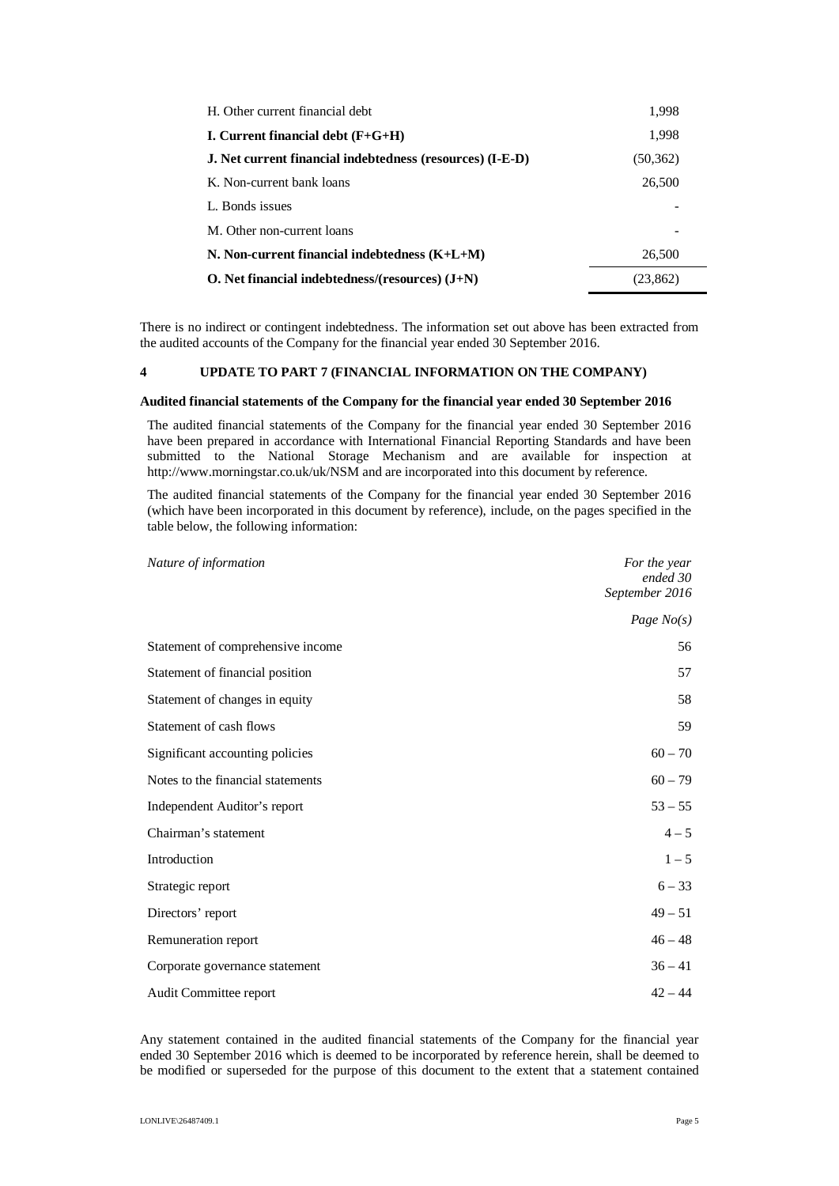| | |
|---|---|
| H. Other current financial debt | 1,998 |
| **I. Current financial debt (F+G+H)** | 1,998 |
| **J. Net current financial indebtedness (resources) (I-E-D)** | (50,362) |
| K. Non-current bank loans | 26,500 |
| L. Bonds issues | - |
| M. Other non-current loans | - |
| **N. Non-current financial indebtedness (K+L+M)** | 26,500 |
| **O. Net financial indebtedness/(resources) (J+N)** | (23,862) |

There is no indirect or contingent indebtedness. The information set out above has been extracted from the audited accounts of the Company for the financial year ended 30 September 2016.

## 4 UPDATE TO PART 7 (FINANCIAL INFORMATION ON THE COMPANY)

**Audited financial statements of the Company for the financial year ended 30 September 2016**

The audited financial statements of the Company for the financial year ended 30 September 2016 have been prepared in accordance with International Financial Reporting Standards and have been submitted to the National Storage Mechanism and are available for inspection at http://www.morningstar.co.uk/uk/NSM and are incorporated into this document by reference.

The audited financial statements of the Company for the financial year ended 30 September 2016 (which have been incorporated in this document by reference), include, on the pages specified in the table below, the following information:

| *Nature of information* | *For the year ended 30 September 2016* |
|---|---|
| | *Page No(s)* |
| Statement of comprehensive income | 56 |
| Statement of financial position | 57 |
| Statement of changes in equity | 58 |
| Statement of cash flows | 59 |
| Significant accounting policies | 60 – 70 |
| Notes to the financial statements | 60 – 79 |
| Independent Auditor's report | 53 – 55 |
| Chairman's statement | 4 – 5 |
| Introduction | 1 – 5 |
| Strategic report | 6 – 33 |
| Directors' report | 49 – 51 |
| Remuneration report | 46 – 48 |
| Corporate governance statement | 36 – 41 |
| Audit Committee report | 42 – 44 |

Any statement contained in the audited financial statements of the Company for the financial year ended 30 September 2016 which is deemed to be incorporated by reference herein, shall be deemed to be modified or superseded for the purpose of this document to the extent that a statement contained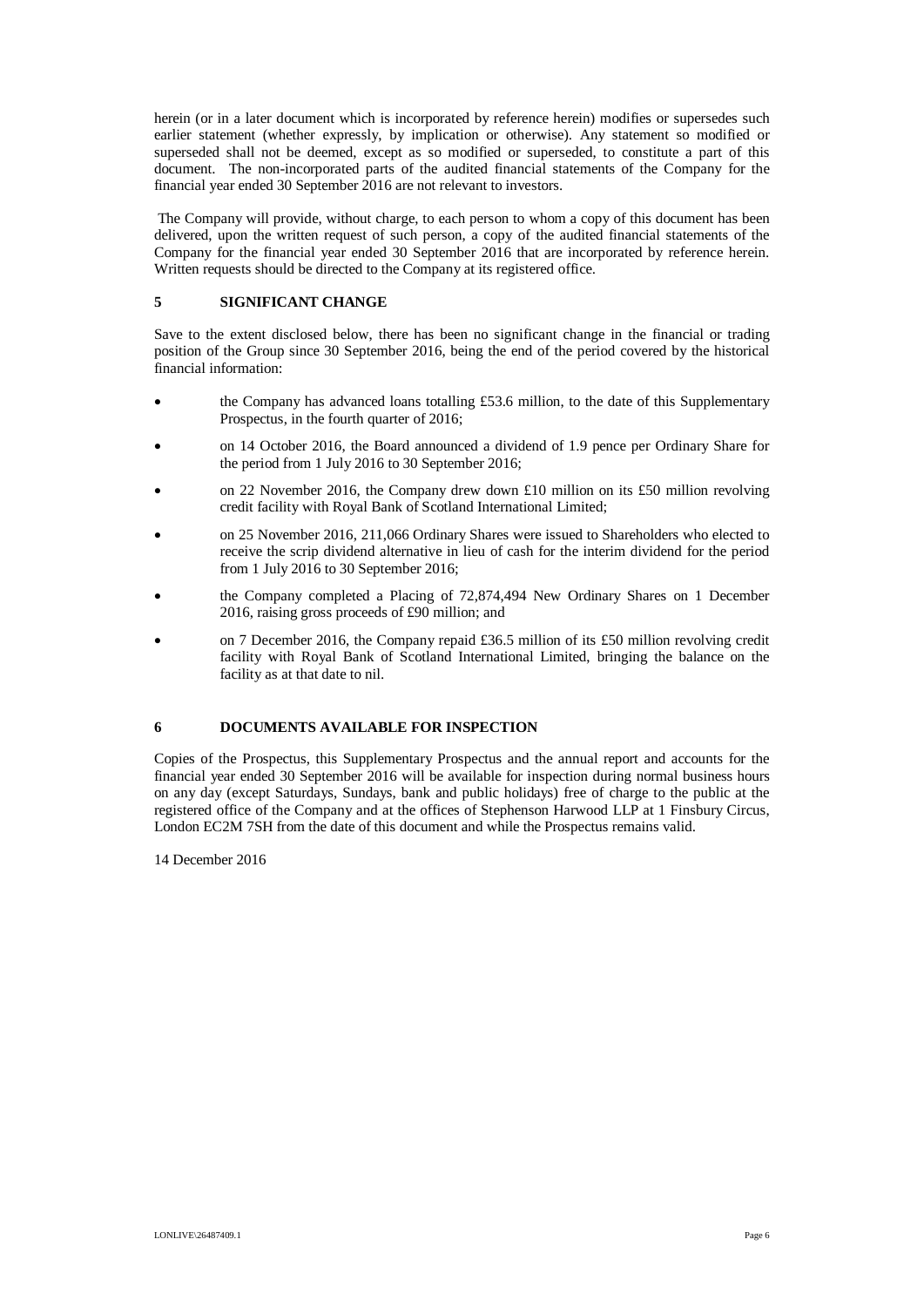herein (or in a later document which is incorporated by reference herein) modifies or supersedes such earlier statement (whether expressly, by implication or otherwise). Any statement so modified or superseded shall not be deemed, except as so modified or superseded, to constitute a part of this document. The non-incorporated parts of the audited financial statements of the Company for the financial year ended 30 September 2016 are not relevant to investors.

The Company will provide, without charge, to each person to whom a copy of this document has been delivered, upon the written request of such person, a copy of the audited financial statements of the Company for the financial year ended 30 September 2016 that are incorporated by reference herein. Written requests should be directed to the Company at its registered office.

## 5 SIGNIFICANT CHANGE

Save to the extent disclosed below, there has been no significant change in the financial or trading position of the Group since 30 September 2016, being the end of the period covered by the historical financial information:

- the Company has advanced loans totalling £53.6 million, to the date of this Supplementary Prospectus, in the fourth quarter of 2016;
- on 14 October 2016, the Board announced a dividend of 1.9 pence per Ordinary Share for the period from 1 July 2016 to 30 September 2016;
- on 22 November 2016, the Company drew down £10 million on its £50 million revolving credit facility with Royal Bank of Scotland International Limited;
- on 25 November 2016, 211,066 Ordinary Shares were issued to Shareholders who elected to receive the scrip dividend alternative in lieu of cash for the interim dividend for the period from 1 July 2016 to 30 September 2016;
- the Company completed a Placing of 72,874,494 New Ordinary Shares on 1 December 2016, raising gross proceeds of £90 million; and
- on 7 December 2016, the Company repaid £36.5 million of its £50 million revolving credit facility with Royal Bank of Scotland International Limited, bringing the balance on the facility as at that date to nil.

## 6 DOCUMENTS AVAILABLE FOR INSPECTION

Copies of the Prospectus, this Supplementary Prospectus and the annual report and accounts for the financial year ended 30 September 2016 will be available for inspection during normal business hours on any day (except Saturdays, Sundays, bank and public holidays) free of charge to the public at the registered office of the Company and at the offices of Stephenson Harwood LLP at 1 Finsbury Circus, London EC2M 7SH from the date of this document and while the Prospectus remains valid.

14 December 2016